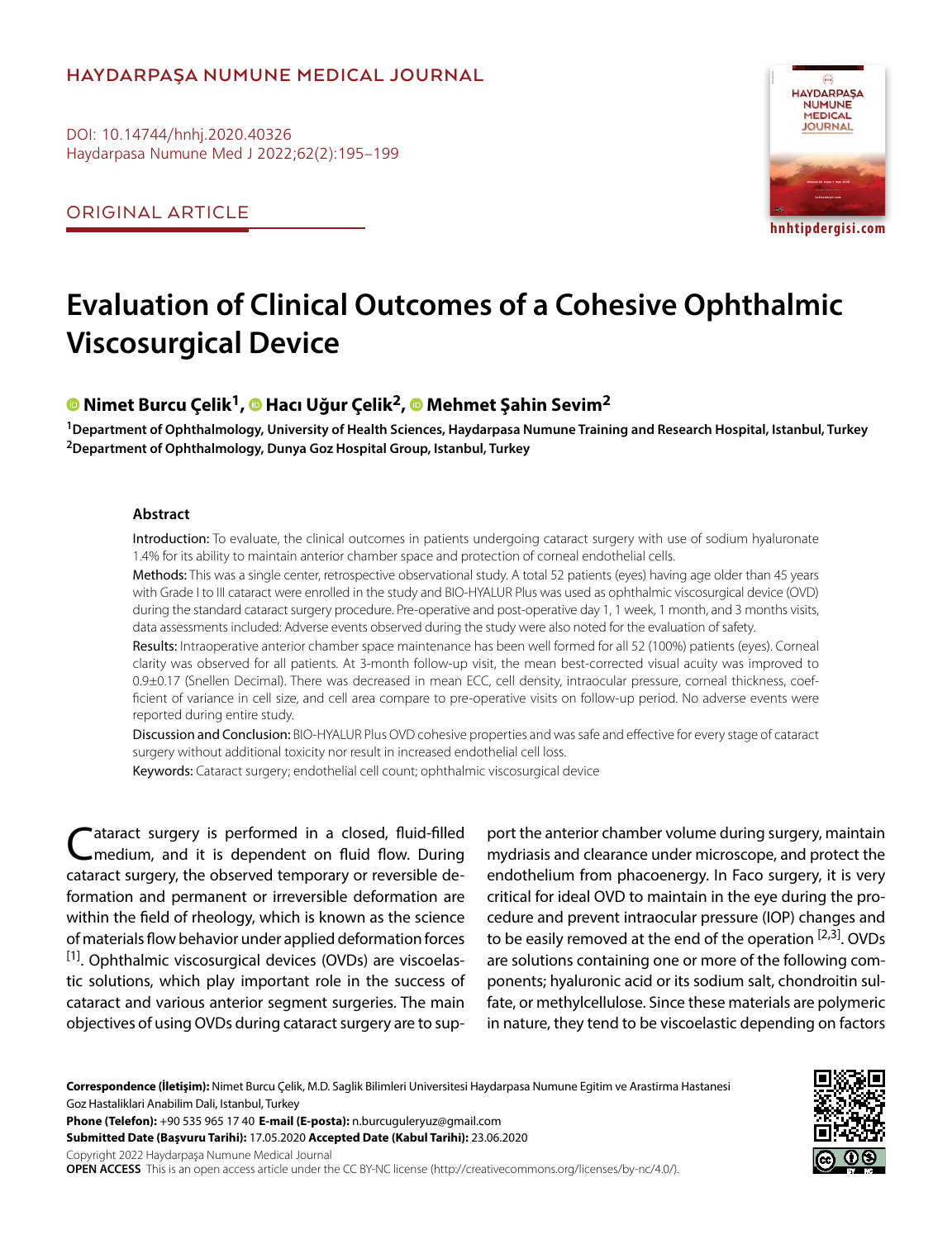HAYDARPAŞA NUMUNE MEDICAL JOURNAL

DOI: 10.14744/hnhj.2020.40326

ORIGINAL ARTICLE

# Evaluation of Clinical Outcomes of a Cohesive Ophthalmic Viscosurgical Device

**Nimet Burcu Çelik[1], Hacı Uğur Çelik[2], Mehmet Şahin Sevim[2]**

[1]Department of Ophthalmology, University of Health Sciences, Haydarpasa Numune Training and Research Hospital, Istanbul, Turkey
[2]Department of Ophthalmology, Dunya Goz Hospital Group, Istanbul, Turkey

## Abstract

Introduction: To evaluate, the clinical outcomes in patients undergoing cataract surgery with use of sodium hyaluronate 1.4% for its ability to maintain anterior chamber space and protection of corneal endothelial cells.

Methods: This was a single center, retrospective observational study. A total 52 patients (eyes) having age older than 45 years with Grade I to III cataract were enrolled in the study and BIO-HYALUR Plus was used as ophthalmic viscosurgical device (OVD) during the standard cataract surgery procedure. Pre-operative and post-operative day 1, 1 week, 1 month, and 3 months visits, data assessments included: Adverse events observed during the study were also noted for the evaluation of safety.

Results: Intraoperative anterior chamber space maintenance has been well formed for all 52 (100%) patients (eyes). Corneal clarity was observed for all patients. At 3-month follow-up visit, the mean best-corrected visual acuity was improved to 0.9±0.17 (Snellen Decimal). There was decreased in mean ECC, cell density, intraocular pressure, corneal thickness, coefficient of variance in cell size, and cell area compare to pre-operative visits on follow-up period. No adverse events were reported during entire study.

Discussion and Conclusion: BIO-HYALUR Plus OVD cohesive properties and was safe and effective for every stage of cataract surgery without additional toxicity nor result in increased endothelial cell loss.

Keywords: Cataract surgery; endothelial cell count; ophthalmic viscosurgical device

Cataract surgery is performed in a closed, fluid-filled medium, and it is dependent on fluid flow. During cataract surgery, the observed temporary or reversible deformation and permanent or irreversible deformation are within the field of rheology, which is known as the science of materials flow behavior under applied deformation forces [1]. Ophthalmic viscosurgical devices (OVDs) are viscoelastic solutions, which play important role in the success of cataract and various anterior segment surgeries. The main objectives of using OVDs during cataract surgery are to support the anterior chamber volume during surgery, maintain mydriasis and clearance under microscope, and protect the endothelium from phacoenergy. In Faco surgery, it is very critical for ideal OVD to maintain in the eye during the procedure and prevent intraocular pressure (IOP) changes and to be easily removed at the end of the operation [2,3]. OVDs are solutions containing one or more of the following components; hyaluronic acid or its sodium salt, chondroitin sulfate, or methylcellulose. Since these materials are polymeric in nature, they tend to be viscoelastic depending on factors

**Correspondence (İletişim):** Nimet Burcu Çelik, M.D. Saglik Bilimleri Universitesi Haydarpasa Numune Egitim ve Arastirma Hastanesi Goz Hastaliklari Anabilim Dali, Istanbul, Turkey
**Phone (Telefon):** +90 535 965 17 40 **E-mail (E-posta):** n.burcuguleryuz@gmail.com
**Submitted Date (Başvuru Tarihi):** 17.05.2020 **Accepted Date (Kabul Tarihi):** 23.06.2020
Copyright 2022 Haydarpaşa Numune Medical Journal
**OPEN ACCESS** This is an open access article under the CC BY-NC license (http://creativecommons.org/licenses/by-nc/4.0/).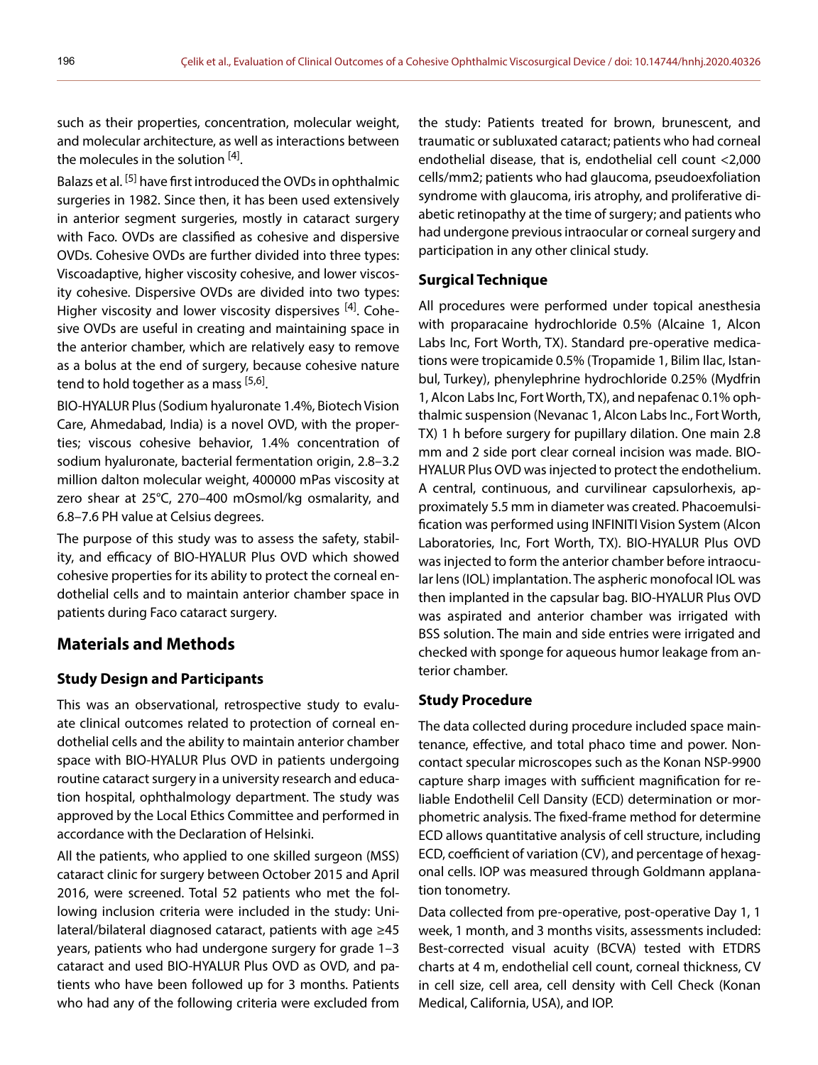such as their properties, concentration, molecular weight, and molecular architecture, as well as interactions between the molecules in the solution [4].

Balazs et al. [5] have first introduced the OVDs in ophthalmic surgeries in 1982. Since then, it has been used extensively in anterior segment surgeries, mostly in cataract surgery with Faco. OVDs are classified as cohesive and dispersive OVDs. Cohesive OVDs are further divided into three types: Viscoadaptive, higher viscosity cohesive, and lower viscosity cohesive. Dispersive OVDs are divided into two types: Higher viscosity and lower viscosity dispersives [4]. Cohesive OVDs are useful in creating and maintaining space in the anterior chamber, which are relatively easy to remove as a bolus at the end of surgery, because cohesive nature tend to hold together as a mass [5,6].

BIO-HYALUR Plus (Sodium hyaluronate 1.4%, Biotech Vision Care, Ahmedabad, India) is a novel OVD, with the properties; viscous cohesive behavior, 1.4% concentration of sodium hyaluronate, bacterial fermentation origin, 2.8–3.2 million dalton molecular weight, 400000 mPas viscosity at zero shear at 25°C, 270–400 mOsmol/kg osmalarity, and 6.8–7.6 PH value at Celsius degrees.

The purpose of this study was to assess the safety, stability, and efficacy of BIO-HYALUR Plus OVD which showed cohesive properties for its ability to protect the corneal endothelial cells and to maintain anterior chamber space in patients during Faco cataract surgery.

## Materials and Methods

### Study Design and Participants

This was an observational, retrospective study to evaluate clinical outcomes related to protection of corneal endothelial cells and the ability to maintain anterior chamber space with BIO-HYALUR Plus OVD in patients undergoing routine cataract surgery in a university research and education hospital, ophthalmology department. The study was approved by the Local Ethics Committee and performed in accordance with the Declaration of Helsinki.

All the patients, who applied to one skilled surgeon (MSS) cataract clinic for surgery between October 2015 and April 2016, were screened. Total 52 patients who met the following inclusion criteria were included in the study: Unilateral/bilateral diagnosed cataract, patients with age ≥45 years, patients who had undergone surgery for grade 1–3 cataract and used BIO-HYALUR Plus OVD as OVD, and patients who have been followed up for 3 months. Patients who had any of the following criteria were excluded from the study: Patients treated for brown, brunescent, and traumatic or subluxated cataract; patients who had corneal endothelial disease, that is, endothelial cell count <2,000 cells/mm2; patients who had glaucoma, pseudoexfoliation syndrome with glaucoma, iris atrophy, and proliferative diabetic retinopathy at the time of surgery; and patients who had undergone previous intraocular or corneal surgery and participation in any other clinical study.

### Surgical Technique

All procedures were performed under topical anesthesia with proparacaine hydrochloride 0.5% (Alcaine 1, Alcon Labs Inc, Fort Worth, TX). Standard pre-operative medications were tropicamide 0.5% (Tropamide 1, Bilim Ilac, Istanbul, Turkey), phenylephrine hydrochloride 0.25% (Mydfrin 1, Alcon Labs Inc, Fort Worth, TX), and nepafenac 0.1% ophthalmic suspension (Nevanac 1, Alcon Labs Inc., Fort Worth, TX) 1 h before surgery for pupillary dilation. One main 2.8 mm and 2 side port clear corneal incision was made. BIO-HYALUR Plus OVD was injected to protect the endothelium. A central, continuous, and curvilinear capsulorhexis, approximately 5.5 mm in diameter was created. Phacoemulsification was performed using INFINITI Vision System (Alcon Laboratories, Inc, Fort Worth, TX). BIO-HYALUR Plus OVD was injected to form the anterior chamber before intraocular lens (IOL) implantation. The aspheric monofocal IOL was then implanted in the capsular bag. BIO-HYALUR Plus OVD was aspirated and anterior chamber was irrigated with BSS solution. The main and side entries were irrigated and checked with sponge for aqueous humor leakage from anterior chamber.

### Study Procedure

The data collected during procedure included space maintenance, effective, and total phaco time and power. Noncontact specular microscopes such as the Konan NSP-9900 capture sharp images with sufficient magnification for reliable Endothelil Cell Dansity (ECD) determination or morphometric analysis. The fixed-frame method for determine ECD allows quantitative analysis of cell structure, including ECD, coefficient of variation (CV), and percentage of hexagonal cells. IOP was measured through Goldmann applanation tonometry.

Data collected from pre-operative, post-operative Day 1, 1 week, 1 month, and 3 months visits, assessments included: Best-corrected visual acuity (BCVA) tested with ETDRS charts at 4 m, endothelial cell count, corneal thickness, CV in cell size, cell area, cell density with Cell Check (Konan Medical, California, USA), and IOP.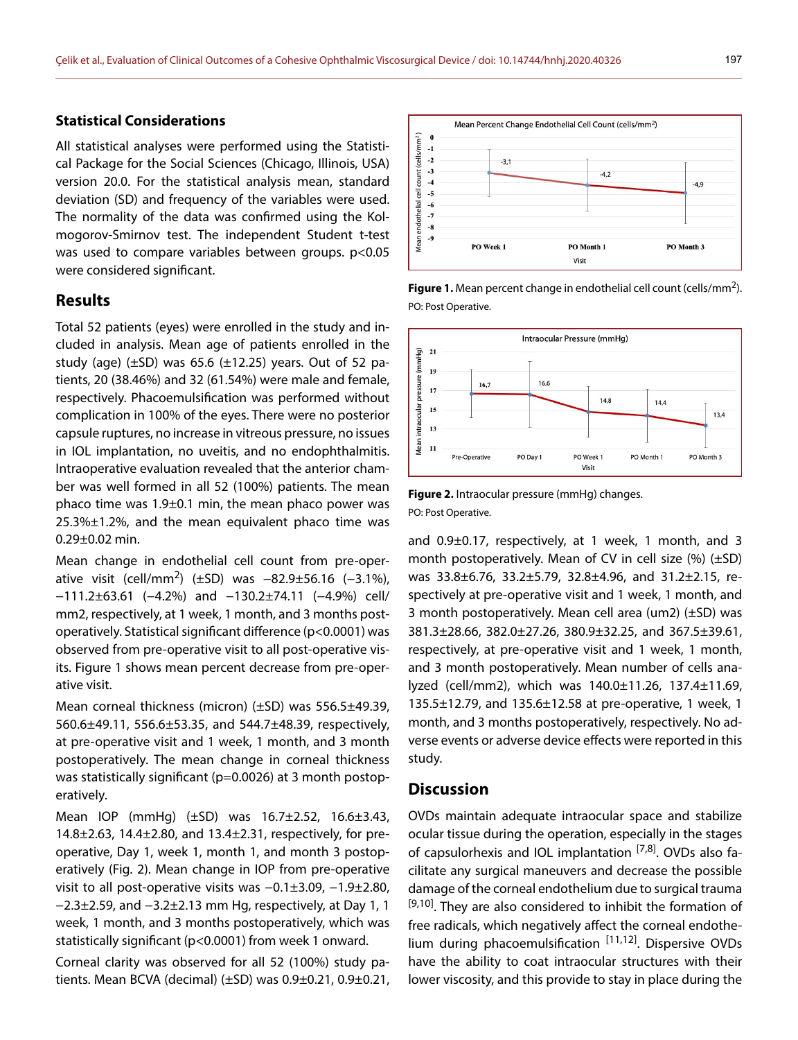## Statistical Considerations

All statistical analyses were performed using the Statistical Package for the Social Sciences (Chicago, Illinois, USA) version 20.0. For the statistical analysis mean, standard deviation (SD) and frequency of the variables were used. The normality of the data was confirmed using the Kolmogorov-Smirnov test. The independent Student t-test was used to compare variables between groups. $p<0.05$ were considered significant.

## Results

Total 52 patients (eyes) were enrolled in the study and included in analysis. Mean age of patients enrolled in the study (age) (±SD) was 65.6 (±12.25) years. Out of 52 patients, 20 (38.46%) and 32 (61.54%) were male and female, respectively. Phacoemulsification was performed without complication in 100% of the eyes. There were no posterior capsule ruptures, no increase in vitreous pressure, no issues in IOL implantation, no uveitis, and no endophthalmitis. Intraoperative evaluation revealed that the anterior chamber was well formed in all 52 (100%) patients. The mean phaco time was 1.9±0.1 min, the mean phaco power was 25.3%±1.2%, and the mean equivalent phaco time was 0.29±0.02 min.

Mean change in endothelial cell count from pre-operative visit (cell/mm$^2$) (±SD) was −82.9±56.16 (−3.1%), −111.2±63.61 (−4.2%) and −130.2±74.11 (−4.9%) cell/mm2, respectively, at 1 week, 1 month, and 3 months postoperatively. Statistical significant difference ($p<0.0001$) was observed from pre-operative visit to all post-operative visits. Figure 1 shows mean percent decrease from pre-operative visit.

Mean corneal thickness (micron) (±SD) was 556.5±49.39, 560.6±49.11, 556.6±53.35, and 544.7±48.39, respectively, at pre-operative visit and 1 week, 1 month, and 3 month postoperatively. The mean change in corneal thickness was statistically significant ($p=0.0026$) at 3 month postoperatively.

Mean IOP (mmHg) (±SD) was 16.7±2.52, 16.6±3.43, 14.8±2.63, 14.4±2.80, and 13.4±2.31, respectively, for pre-operative, Day 1, week 1, month 1, and month 3 postoperatively (Fig. 2). Mean change in IOP from pre-operative visit to all post-operative visits was −0.1±3.09, −1.9±2.80, −2.3±2.59, and −3.2±2.13 mm Hg, respectively, at Day 1, 1 week, 1 month, and 3 months postoperatively, which was statistically significant ($p<0.0001$) from week 1 onward.

Corneal clarity was observed for all 52 (100%) study patients. Mean BCVA (decimal) (±SD) was 0.9±0.21, 0.9±0.21, and 0.9±0.17, respectively, at 1 week, 1 month, and 3 month postoperatively. Mean of CV in cell size (%) (±SD) was 33.8±6.76, 33.2±5.79, 32.8±4.96, and 31.2±2.15, respectively at pre-operative visit and 1 week, 1 month, and 3 month postoperatively. Mean cell area (um2) (±SD) was 381.3±28.66, 382.0±27.26, 380.9±32.25, and 367.5±39.61, respectively, at pre-operative visit and 1 week, 1 month, and 3 month postoperatively. Mean number of cells analyzed (cell/mm2), which was 140.0±11.26, 137.4±11.69, 135.5±12.79, and 135.6±12.58 at pre-operative, 1 week, 1 month, and 3 months postoperatively, respectively. No adverse events or adverse device effects were reported in this study.

**Figure 1.** Mean percent change in endothelial cell count (cells/mm$^2$).
PO: Post Operative.

**Figure 2.** Intraocular pressure (mmHg) changes.
PO: Post Operative.

## Discussion

OVDs maintain adequate intraocular space and stabilize ocular tissue during the operation, especially in the stages of capsulorhexis and IOL implantation [7,8]. OVDs also facilitate any surgical maneuvers and decrease the possible damage of the corneal endothelium due to surgical trauma [9,10]. They are also considered to inhibit the formation of free radicals, which negatively affect the corneal endothelium during phacoemulsification [11,12]. Dispersive OVDs have the ability to coat intraocular structures with their lower viscosity, and this provide to stay in place during the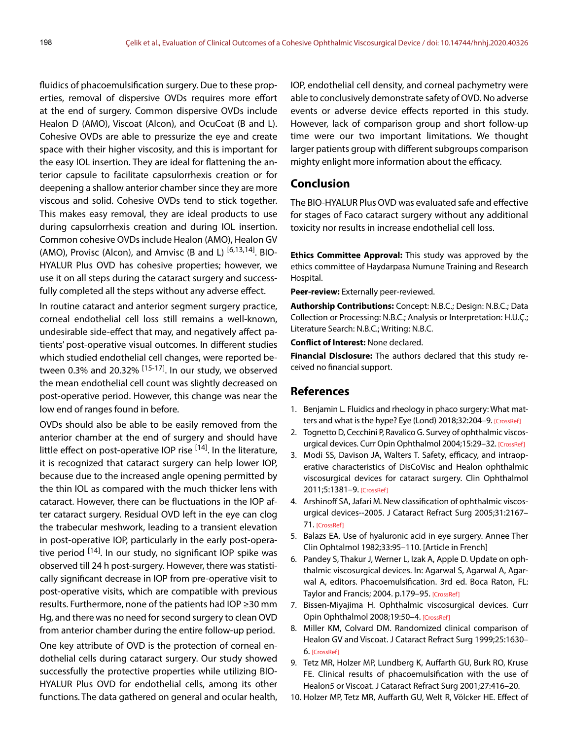fluidics of phacoemulsification surgery. Due to these properties, removal of dispersive OVDs requires more effort at the end of surgery. Common dispersive OVDs include Healon D (AMO), Viscoat (Alcon), and OcuCoat (B and L). Cohesive OVDs are able to pressurize the eye and create space with their higher viscosity, and this is important for the easy IOL insertion. They are ideal for flattening the anterior capsule to facilitate capsulorrhexis creation or for deepening a shallow anterior chamber since they are more viscous and solid. Cohesive OVDs tend to stick together. This makes easy removal, they are ideal products to use during capsulorrhexis creation and during IOL insertion. Common cohesive OVDs include Healon (AMO), Healon GV (AMO), Provisc (Alcon), and Amvisc (B and L) [6,13,14]. BIO-HYALUR Plus OVD has cohesive properties; however, we use it on all steps during the cataract surgery and successfully completed all the steps without any adverse effect.

In routine cataract and anterior segment surgery practice, corneal endothelial cell loss still remains a well-known, undesirable side-effect that may, and negatively affect patients' post-operative visual outcomes. In different studies which studied endothelial cell changes, were reported between 0.3% and 20.32% [15-17]. In our study, we observed the mean endothelial cell count was slightly decreased on post-operative period. However, this change was near the low end of ranges found in before.

OVDs should also be able to be easily removed from the anterior chamber at the end of surgery and should have little effect on post-operative IOP rise [14]. In the literature, it is recognized that cataract surgery can help lower IOP, because due to the increased angle opening permitted by the thin IOL as compared with the much thicker lens with cataract. However, there can be fluctuations in the IOP after cataract surgery. Residual OVD left in the eye can clog the trabecular meshwork, leading to a transient elevation in post-operative IOP, particularly in the early post-operative period [14]. In our study, no significant IOP spike was observed till 24 h post-surgery. However, there was statistically significant decrease in IOP from pre-operative visit to post-operative visits, which are compatible with previous results. Furthermore, none of the patients had IOP ≥30 mm Hg, and there was no need for second surgery to clean OVD from anterior chamber during the entire follow-up period.

One key attribute of OVD is the protection of corneal endothelial cells during cataract surgery. Our study showed successfully the protective properties while utilizing BIO-HYALUR Plus OVD for endothelial cells, among its other functions. The data gathered on general and ocular health, IOP, endothelial cell density, and corneal pachymetry were able to conclusively demonstrate safety of OVD. No adverse events or adverse device effects reported in this study. However, lack of comparison group and short follow-up time were our two important limitations. We thought larger patients group with different subgroups comparison mighty enlight more information about the efficacy.

## Conclusion

The BIO-HYALUR Plus OVD was evaluated safe and effective for stages of Faco cataract surgery without any additional toxicity nor results in increase endothelial cell loss.

**Ethics Committee Approval:** This study was approved by the ethics committee of Haydarpasa Numune Training and Research Hospital.

**Peer-review:** Externally peer-reviewed.

**Authorship Contributions:** Concept: N.B.C.; Design: N.B.C.; Data Collection or Processing: N.B.C.; Analysis or Interpretation: H.U.Ç.; Literature Search: N.B.C.; Writing: N.B.C.

**Conflict of Interest:** None declared.

**Financial Disclosure:** The authors declared that this study received no financial support.

## References

1. Benjamin L. Fluidics and rheology in phaco surgery: What matters and what is the hype? Eye (Lond) 2018;32:204–9. [CrossRef]
2. Tognetto D, Cecchini P, Ravalico G. Survey of ophthalmic viscosurgical devices. Curr Opin Ophthalmol 2004;15:29–32. [CrossRef]
3. Modi SS, Davison JA, Walters T. Safety, efficacy, and intraoperative characteristics of DisCoVisc and Healon ophthalmic viscosurgical devices for cataract surgery. Clin Ophthalmol 2011;5:1381–9. [CrossRef]
4. Arshinoff SA, Jafari M. New classification of ophthalmic viscosurgical devices--2005. J Cataract Refract Surg 2005;31:2167–71. [CrossRef]
5. Balazs EA. Use of hyaluronic acid in eye surgery. Annee Ther Clin Ophtalmol 1982;33:95–110. [Article in French]
6. Pandey S, Thakur J, Werner L, Izak A, Apple D. Update on ophthalmic viscosurgical devices. In: Agarwal S, Agarwal A, Agarwal A, editors. Phacoemulsification. 3rd ed. Boca Raton, FL: Taylor and Francis; 2004. p.179–95. [CrossRef]
7. Bissen-Miyajima H. Ophthalmic viscosurgical devices. Curr Opin Ophthalmol 2008;19:50–4. [CrossRef]
8. Miller KM, Colvard DM. Randomized clinical comparison of Healon GV and Viscoat. J Cataract Refract Surg 1999;25:1630–6. [CrossRef]
9. Tetz MR, Holzer MP, Lundberg K, Auffarth GU, Burk RO, Kruse FE. Clinical results of phacoemulsification with the use of Healon5 or Viscoat. J Cataract Refract Surg 2001;27:416–20.
10. Holzer MP, Tetz MR, Auffarth GU, Welt R, Völcker HE. Effect of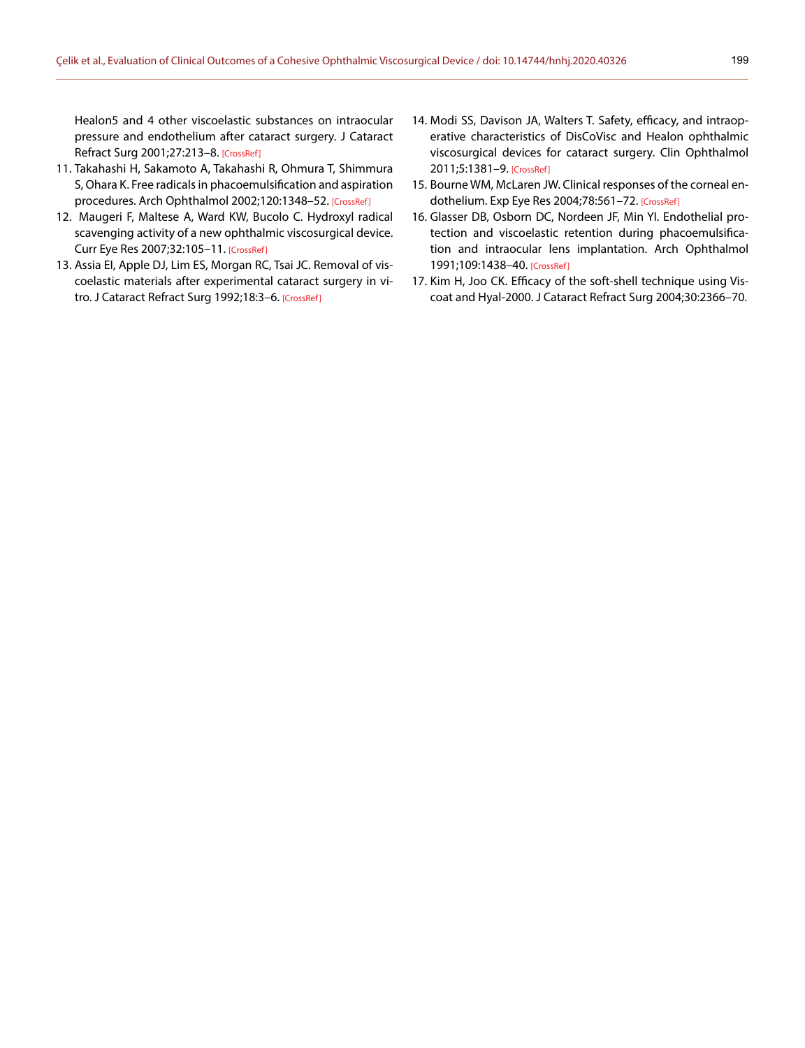Healon5 and 4 other viscoelastic substances on intraocular pressure and endothelium after cataract surgery. J Cataract Refract Surg 2001;27:213–8. [CrossRef]

11. Takahashi H, Sakamoto A, Takahashi R, Ohmura T, Shimmura S, Ohara K. Free radicals in phacoemulsification and aspiration procedures. Arch Ophthalmol 2002;120:1348–52. [CrossRef]
12. Maugeri F, Maltese A, Ward KW, Bucolo C. Hydroxyl radical scavenging activity of a new ophthalmic viscosurgical device. Curr Eye Res 2007;32:105–11. [CrossRef]
13. Assia EI, Apple DJ, Lim ES, Morgan RC, Tsai JC. Removal of viscoelastic materials after experimental cataract surgery in vitro. J Cataract Refract Surg 1992;18:3–6. [CrossRef]
14. Modi SS, Davison JA, Walters T. Safety, efficacy, and intraoperative characteristics of DisCoVisc and Healon ophthalmic viscosurgical devices for cataract surgery. Clin Ophthalmol 2011;5:1381–9. [CrossRef]
15. Bourne WM, McLaren JW. Clinical responses of the corneal endothelium. Exp Eye Res 2004;78:561–72. [CrossRef]
16. Glasser DB, Osborn DC, Nordeen JF, Min YI. Endothelial protection and viscoelastic retention during phacoemulsification and intraocular lens implantation. Arch Ophthalmol 1991;109:1438–40. [CrossRef]
17. Kim H, Joo CK. Efficacy of the soft-shell technique using Viscoat and Hyal-2000. J Cataract Refract Surg 2004;30:2366–70.